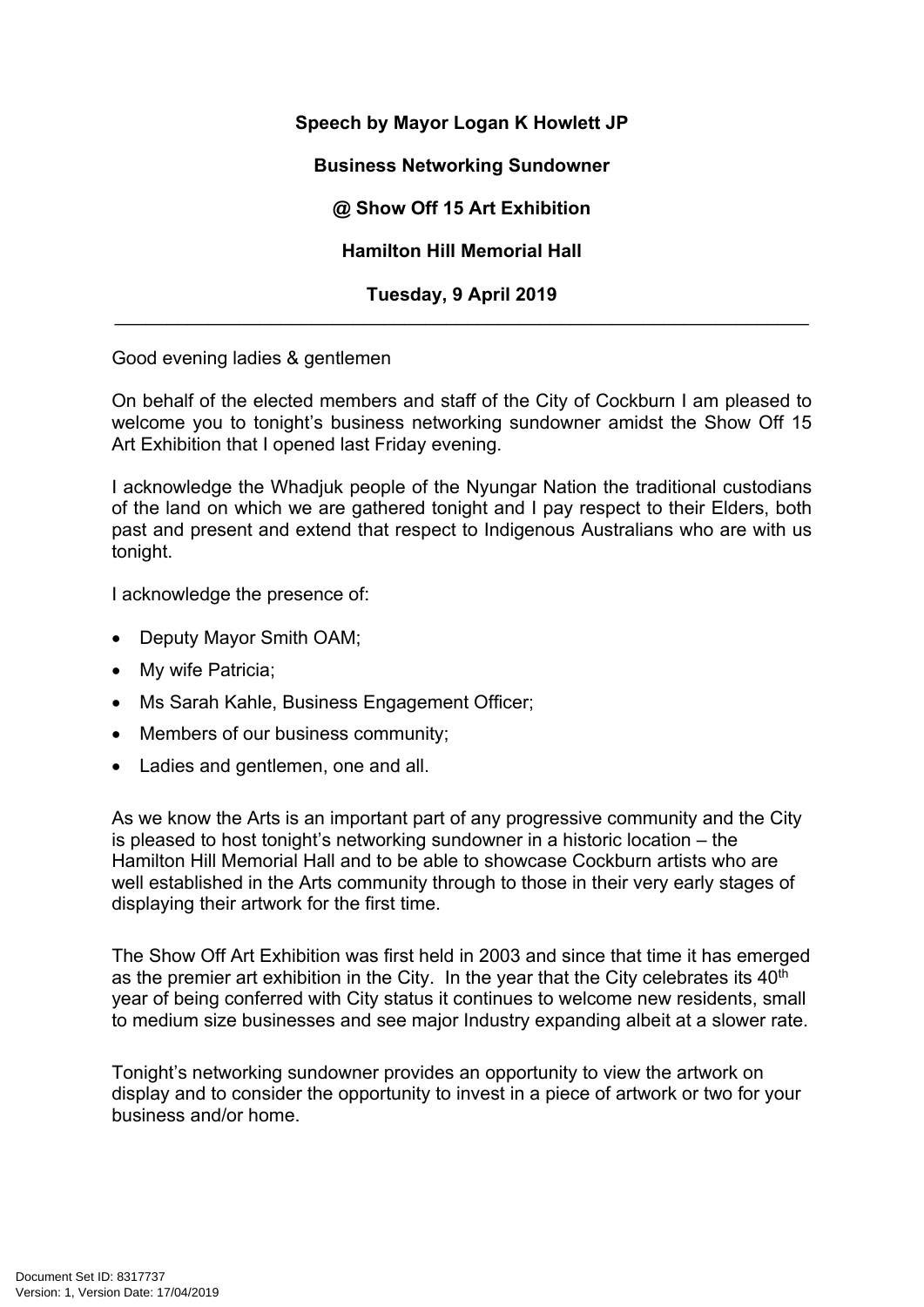**Speech by Mayor Logan K Howlett JP**

**Business Networking Sundowner**

**@ Show Off 15 Art Exhibition**

**Hamilton Hill Memorial Hall**

**Tuesday, 9 April 2019**

---

Good evening ladies & gentlemen

On behalf of the elected members and staff of the City of Cockburn I am pleased to welcome you to tonight's business networking sundowner amidst the Show Off 15 Art Exhibition that I opened last Friday evening.

I acknowledge the Whadjuk people of the Nyungar Nation the traditional custodians of the land on which we are gathered tonight and I pay respect to their Elders, both past and present and extend that respect to Indigenous Australians who are with us tonight.

I acknowledge the presence of:

- Deputy Mayor Smith OAM;
- My wife Patricia;
- Ms Sarah Kahle, Business Engagement Officer;
- Members of our business community;
- Ladies and gentlemen, one and all.

As we know the Arts is an important part of any progressive community and the City is pleased to host tonight's networking sundowner in a historic location – the Hamilton Hill Memorial Hall and to be able to showcase Cockburn artists who are well established in the Arts community through to those in their very early stages of displaying their artwork for the first time.

The Show Off Art Exhibition was first held in 2003 and since that time it has emerged as the premier art exhibition in the City. In the year that the City celebrates its 40th year of being conferred with City status it continues to welcome new residents, small to medium size businesses and see major Industry expanding albeit at a slower rate.

Tonight's networking sundowner provides an opportunity to view the artwork on display and to consider the opportunity to invest in a piece of artwork or two for your business and/or home.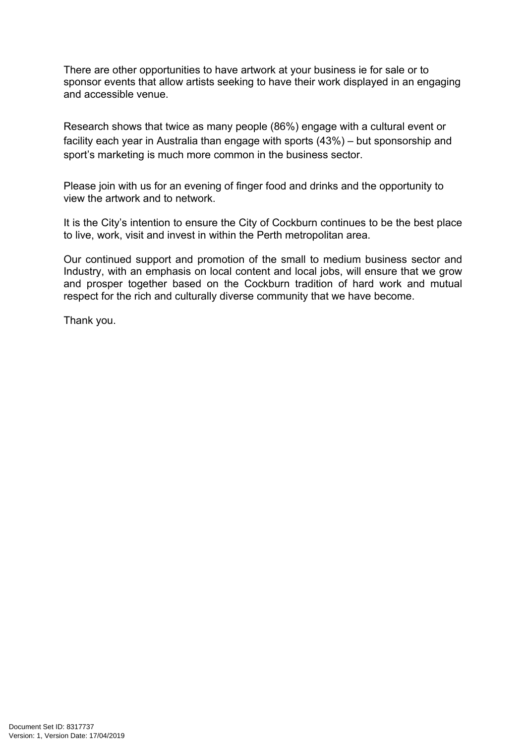There are other opportunities to have artwork at your business ie for sale or to sponsor events that allow artists seeking to have their work displayed in an engaging and accessible venue.

Research shows that twice as many people (86%) engage with a cultural event or facility each year in Australia than engage with sports (43%) – but sponsorship and sport's marketing is much more common in the business sector.

Please join with us for an evening of finger food and drinks and the opportunity to view the artwork and to network.

It is the City's intention to ensure the City of Cockburn continues to be the best place to live, work, visit and invest in within the Perth metropolitan area.

Our continued support and promotion of the small to medium business sector and Industry, with an emphasis on local content and local jobs, will ensure that we grow and prosper together based on the Cockburn tradition of hard work and mutual respect for the rich and culturally diverse community that we have become.

Thank you.

Document Set ID: 8317737
Version: 1, Version Date: 17/04/2019